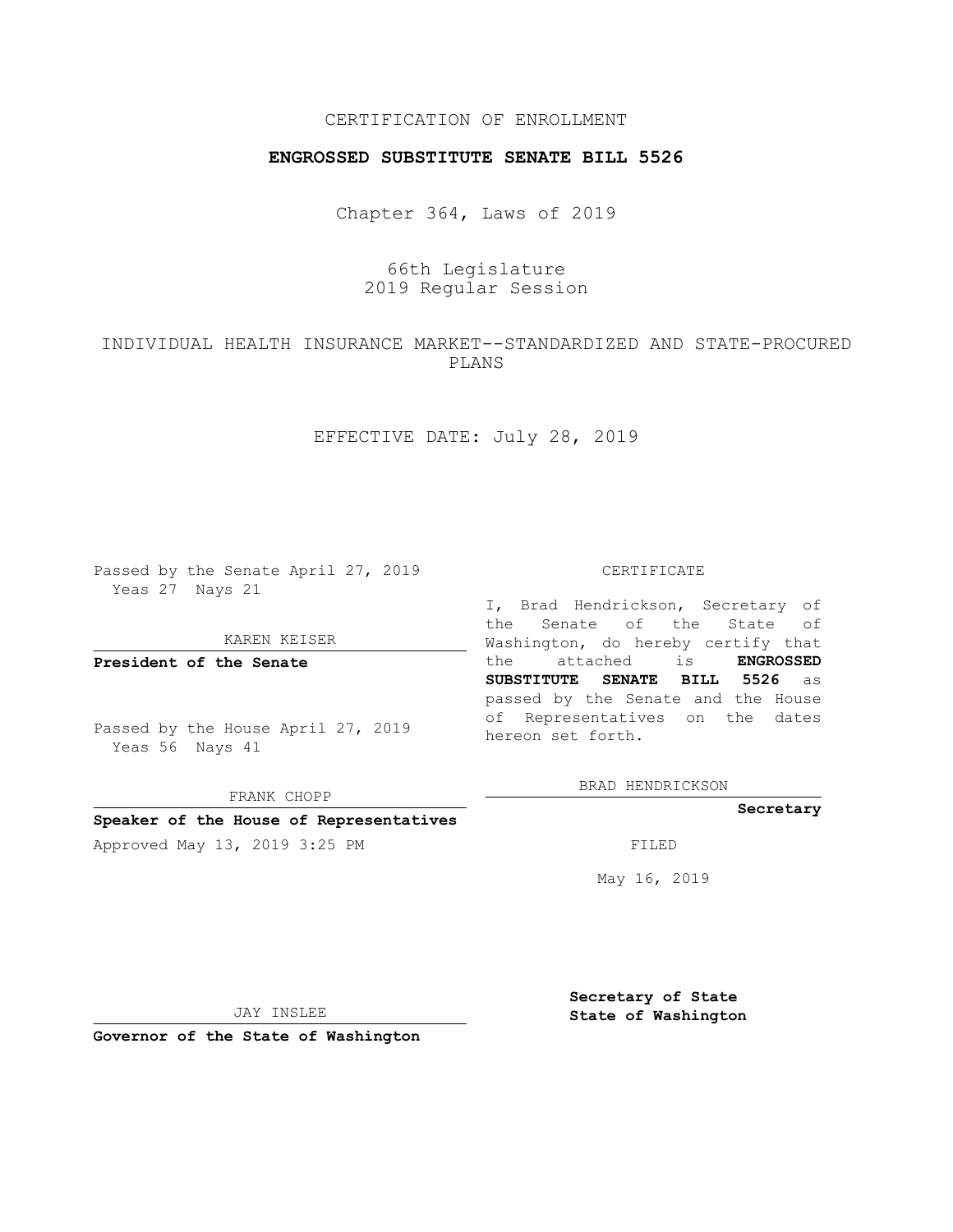CERTIFICATION OF ENROLLMENT

**ENGROSSED SUBSTITUTE SENATE BILL 5526**

Chapter 364, Laws of 2019

66th Legislature
2019 Regular Session

INDIVIDUAL HEALTH INSURANCE MARKET--STANDARDIZED AND STATE-PROCURED PLANS

EFFECTIVE DATE: July 28, 2019

Passed by the Senate April 27, 2019
Yeas 27 Nays 21

KAREN KEISER

**President of the Senate**

Passed by the House April 27, 2019
Yeas 56 Nays 41

FRANK CHOPP

**Speaker of the House of Representatives**

Approved May 13, 2019 3:25 PM

JAY INSLEE

**Governor of the State of Washington**

CERTIFICATE

I, Brad Hendrickson, Secretary of the Senate of the State of Washington, do hereby certify that the attached is **ENGROSSED SUBSTITUTE SENATE BILL 5526** as passed by the Senate and the House of Representatives on the dates hereon set forth.

BRAD HENDRICKSON

**Secretary**

FILED

May 16, 2019

**Secretary of State**
**State of Washington**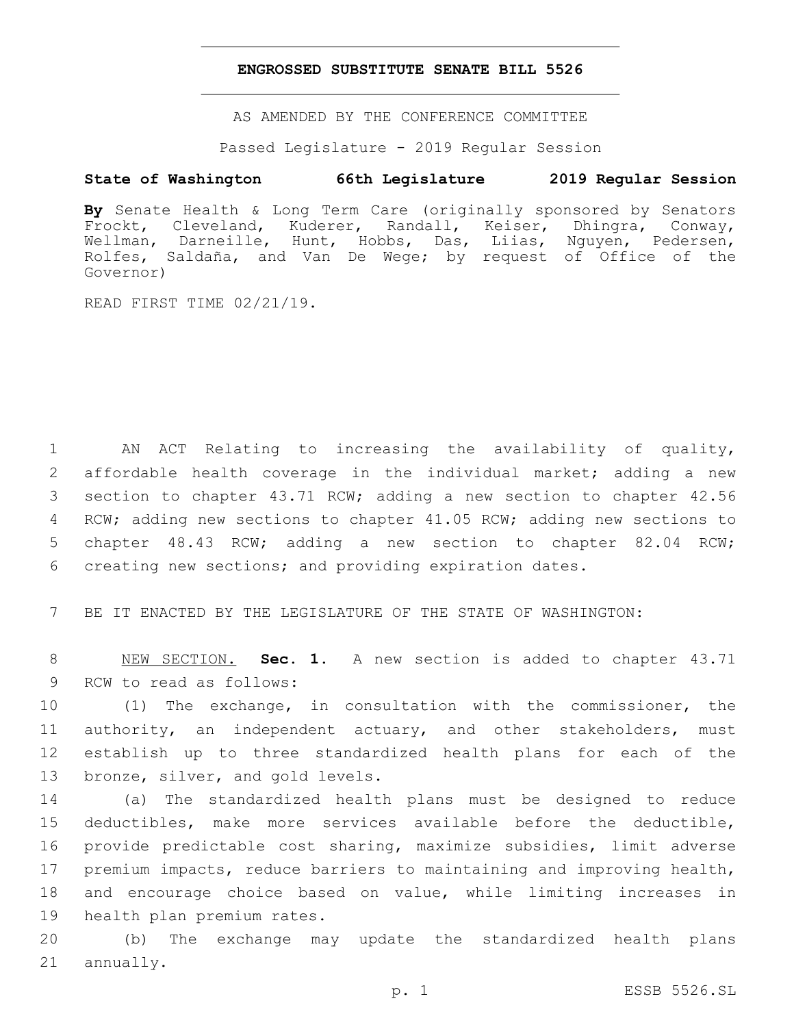# ENGROSSED SUBSTITUTE SENATE BILL 5526

AS AMENDED BY THE CONFERENCE COMMITTEE

Passed Legislature - 2019 Regular Session

**State of Washington 66th Legislature 2019 Regular Session**

**By** Senate Health & Long Term Care (originally sponsored by Senators Frockt, Cleveland, Kuderer, Randall, Keiser, Dhingra, Conway, Wellman, Darneille, Hunt, Hobbs, Das, Liias, Nguyen, Pedersen, Rolfes, Saldaña, and Van De Wege; by request of Office of the Governor)

READ FIRST TIME 02/21/19.

AN ACT Relating to increasing the availability of quality, affordable health coverage in the individual market; adding a new section to chapter 43.71 RCW; adding a new section to chapter 42.56 RCW; adding new sections to chapter 41.05 RCW; adding new sections to chapter 48.43 RCW; adding a new section to chapter 82.04 RCW; creating new sections; and providing expiration dates.

BE IT ENACTED BY THE LEGISLATURE OF THE STATE OF WASHINGTON:

NEW SECTION. **Sec. 1.** A new section is added to chapter 43.71 RCW to read as follows:

(1) The exchange, in consultation with the commissioner, the authority, an independent actuary, and other stakeholders, must establish up to three standardized health plans for each of the bronze, silver, and gold levels.

(a) The standardized health plans must be designed to reduce deductibles, make more services available before the deductible, provide predictable cost sharing, maximize subsidies, limit adverse premium impacts, reduce barriers to maintaining and improving health, and encourage choice based on value, while limiting increases in health plan premium rates.

(b) The exchange may update the standardized health plans annually.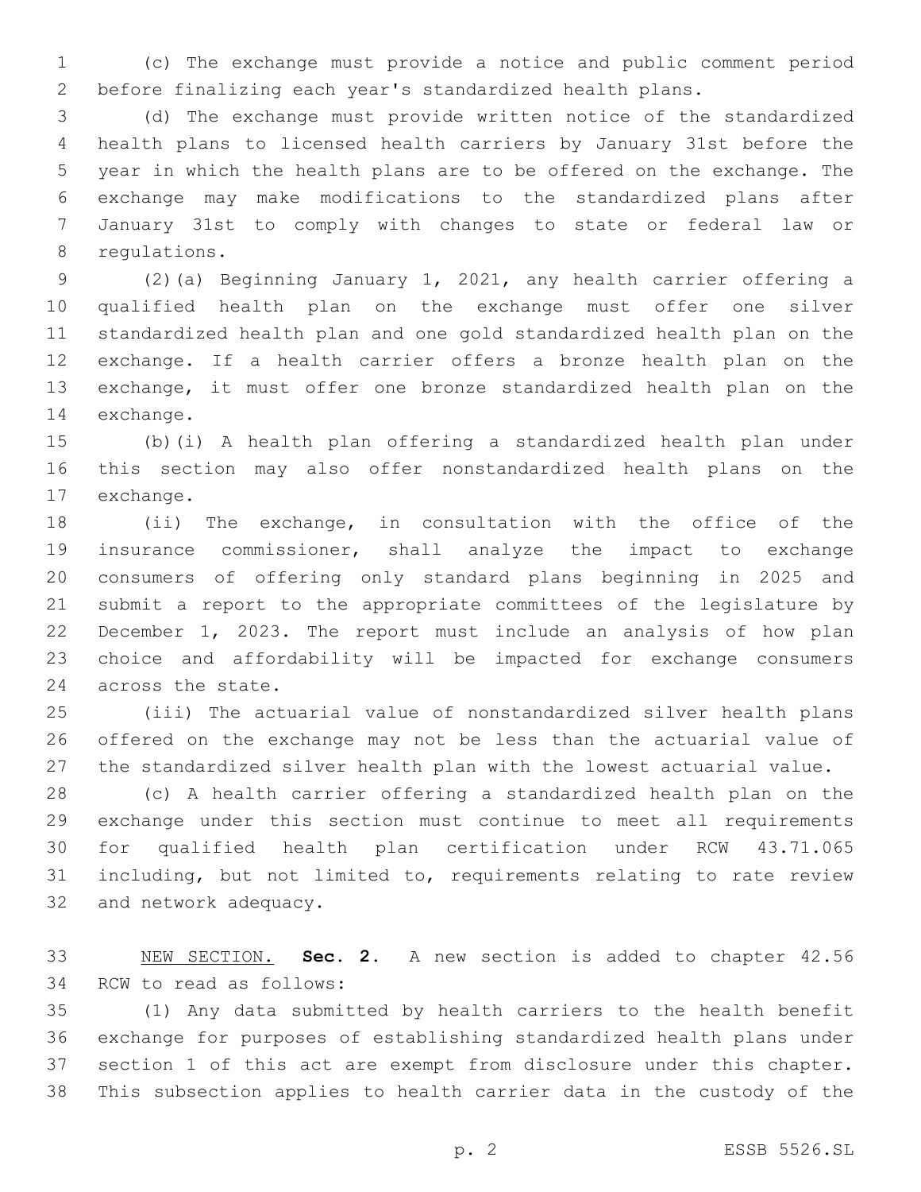(c) The exchange must provide a notice and public comment period before finalizing each year's standardized health plans.

(d) The exchange must provide written notice of the standardized health plans to licensed health carriers by January 31st before the year in which the health plans are to be offered on the exchange. The exchange may make modifications to the standardized plans after January 31st to comply with changes to state or federal law or regulations.

(2)(a) Beginning January 1, 2021, any health carrier offering a qualified health plan on the exchange must offer one silver standardized health plan and one gold standardized health plan on the exchange. If a health carrier offers a bronze health plan on the exchange, it must offer one bronze standardized health plan on the exchange.

(b)(i) A health plan offering a standardized health plan under this section may also offer nonstandardized health plans on the exchange.

(ii) The exchange, in consultation with the office of the insurance commissioner, shall analyze the impact to exchange consumers of offering only standard plans beginning in 2025 and submit a report to the appropriate committees of the legislature by December 1, 2023. The report must include an analysis of how plan choice and affordability will be impacted for exchange consumers across the state.

(iii) The actuarial value of nonstandardized silver health plans offered on the exchange may not be less than the actuarial value of the standardized silver health plan with the lowest actuarial value.

(c) A health carrier offering a standardized health plan on the exchange under this section must continue to meet all requirements for qualified health plan certification under RCW 43.71.065 including, but not limited to, requirements relating to rate review and network adequacy.

NEW SECTION. **Sec. 2.** A new section is added to chapter 42.56 RCW to read as follows:

(1) Any data submitted by health carriers to the health benefit exchange for purposes of establishing standardized health plans under section 1 of this act are exempt from disclosure under this chapter. This subsection applies to health carrier data in the custody of the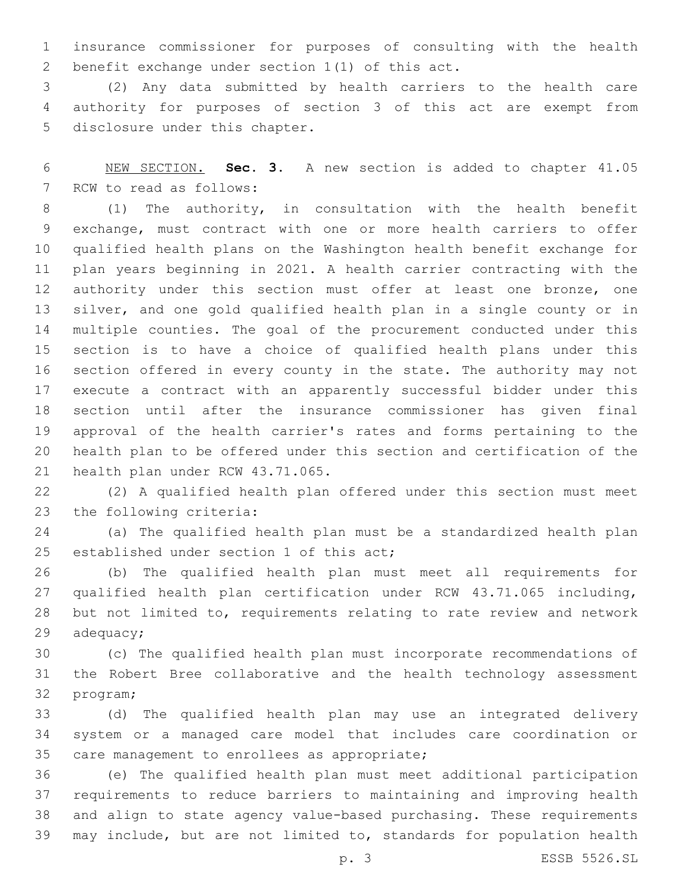insurance commissioner for purposes of consulting with the health benefit exchange under section 1(1) of this act.

(2) Any data submitted by health carriers to the health care authority for purposes of section 3 of this act are exempt from disclosure under this chapter.

NEW SECTION. **Sec. 3.** A new section is added to chapter 41.05 RCW to read as follows:

(1) The authority, in consultation with the health benefit exchange, must contract with one or more health carriers to offer qualified health plans on the Washington health benefit exchange for plan years beginning in 2021. A health carrier contracting with the authority under this section must offer at least one bronze, one silver, and one gold qualified health plan in a single county or in multiple counties. The goal of the procurement conducted under this section is to have a choice of qualified health plans under this section offered in every county in the state. The authority may not execute a contract with an apparently successful bidder under this section until after the insurance commissioner has given final approval of the health carrier's rates and forms pertaining to the health plan to be offered under this section and certification of the health plan under RCW 43.71.065.

(2) A qualified health plan offered under this section must meet the following criteria:

(a) The qualified health plan must be a standardized health plan established under section 1 of this act;

(b) The qualified health plan must meet all requirements for qualified health plan certification under RCW 43.71.065 including, but not limited to, requirements relating to rate review and network adequacy;

(c) The qualified health plan must incorporate recommendations of the Robert Bree collaborative and the health technology assessment program;

(d) The qualified health plan may use an integrated delivery system or a managed care model that includes care coordination or care management to enrollees as appropriate;

(e) The qualified health plan must meet additional participation requirements to reduce barriers to maintaining and improving health and align to state agency value-based purchasing. These requirements may include, but are not limited to, standards for population health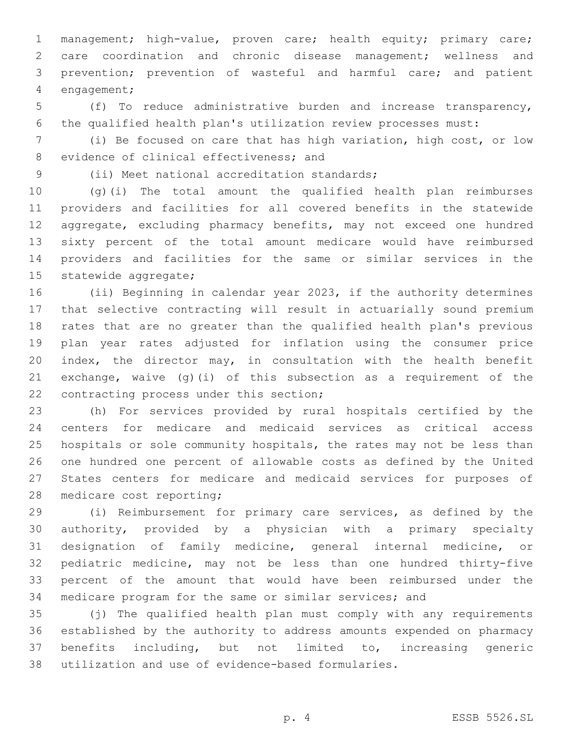management; high-value, proven care; health equity; primary care; care coordination and chronic disease management; wellness and prevention; prevention of wasteful and harmful care; and patient engagement;

(f) To reduce administrative burden and increase transparency, the qualified health plan's utilization review processes must:

(i) Be focused on care that has high variation, high cost, or low evidence of clinical effectiveness; and

(ii) Meet national accreditation standards;

(g)(i) The total amount the qualified health plan reimburses providers and facilities for all covered benefits in the statewide aggregate, excluding pharmacy benefits, may not exceed one hundred sixty percent of the total amount medicare would have reimbursed providers and facilities for the same or similar services in the statewide aggregate;

(ii) Beginning in calendar year 2023, if the authority determines that selective contracting will result in actuarially sound premium rates that are no greater than the qualified health plan's previous plan year rates adjusted for inflation using the consumer price index, the director may, in consultation with the health benefit exchange, waive (g)(i) of this subsection as a requirement of the contracting process under this section;

(h) For services provided by rural hospitals certified by the centers for medicare and medicaid services as critical access hospitals or sole community hospitals, the rates may not be less than one hundred one percent of allowable costs as defined by the United States centers for medicare and medicaid services for purposes of medicare cost reporting;

(i) Reimbursement for primary care services, as defined by the authority, provided by a physician with a primary specialty designation of family medicine, general internal medicine, or pediatric medicine, may not be less than one hundred thirty-five percent of the amount that would have been reimbursed under the medicare program for the same or similar services; and

(j) The qualified health plan must comply with any requirements established by the authority to address amounts expended on pharmacy benefits including, but not limited to, increasing generic utilization and use of evidence-based formularies.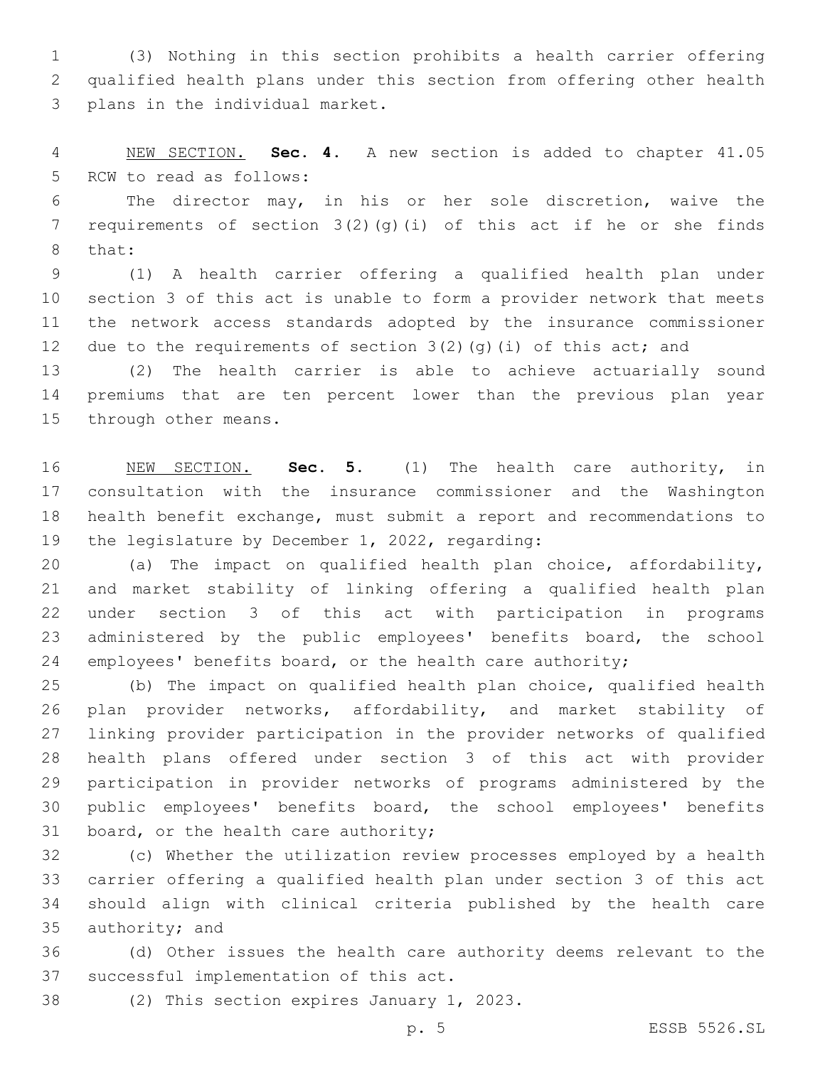(3) Nothing in this section prohibits a health carrier offering qualified health plans under this section from offering other health plans in the individual market.

NEW SECTION. **Sec. 4.** A new section is added to chapter 41.05 RCW to read as follows:

The director may, in his or her sole discretion, waive the requirements of section 3(2)(g)(i) of this act if he or she finds that:

(1) A health carrier offering a qualified health plan under section 3 of this act is unable to form a provider network that meets the network access standards adopted by the insurance commissioner due to the requirements of section 3(2)(g)(i) of this act; and

(2) The health carrier is able to achieve actuarially sound premiums that are ten percent lower than the previous plan year through other means.

NEW SECTION. **Sec. 5.** (1) The health care authority, in consultation with the insurance commissioner and the Washington health benefit exchange, must submit a report and recommendations to the legislature by December 1, 2022, regarding:

(a) The impact on qualified health plan choice, affordability, and market stability of linking offering a qualified health plan under section 3 of this act with participation in programs administered by the public employees' benefits board, the school employees' benefits board, or the health care authority;

(b) The impact on qualified health plan choice, qualified health plan provider networks, affordability, and market stability of linking provider participation in the provider networks of qualified health plans offered under section 3 of this act with provider participation in provider networks of programs administered by the public employees' benefits board, the school employees' benefits board, or the health care authority;

(c) Whether the utilization review processes employed by a health carrier offering a qualified health plan under section 3 of this act should align with clinical criteria published by the health care authority; and

(d) Other issues the health care authority deems relevant to the successful implementation of this act.

(2) This section expires January 1, 2023.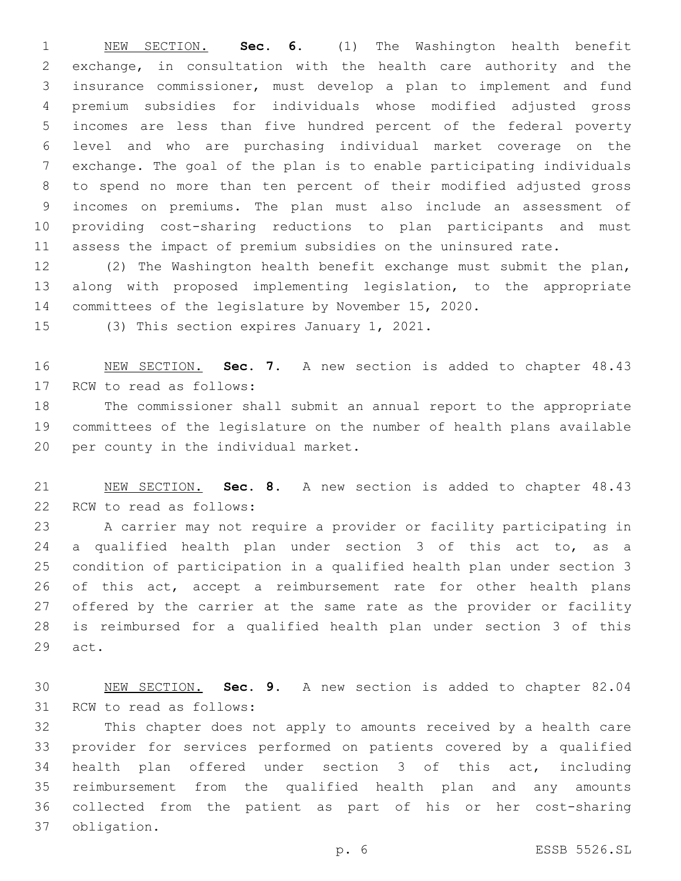NEW SECTION. **Sec. 6.** (1) The Washington health benefit exchange, in consultation with the health care authority and the insurance commissioner, must develop a plan to implement and fund premium subsidies for individuals whose modified adjusted gross incomes are less than five hundred percent of the federal poverty level and who are purchasing individual market coverage on the exchange. The goal of the plan is to enable participating individuals to spend no more than ten percent of their modified adjusted gross incomes on premiums. The plan must also include an assessment of providing cost-sharing reductions to plan participants and must assess the impact of premium subsidies on the uninsured rate.

(2) The Washington health benefit exchange must submit the plan, along with proposed implementing legislation, to the appropriate committees of the legislature by November 15, 2020.

(3) This section expires January 1, 2021.

NEW SECTION. **Sec. 7.** A new section is added to chapter 48.43 RCW to read as follows:

The commissioner shall submit an annual report to the appropriate committees of the legislature on the number of health plans available per county in the individual market.

NEW SECTION. **Sec. 8.** A new section is added to chapter 48.43 RCW to read as follows:

A carrier may not require a provider or facility participating in a qualified health plan under section 3 of this act to, as a condition of participation in a qualified health plan under section 3 of this act, accept a reimbursement rate for other health plans offered by the carrier at the same rate as the provider or facility is reimbursed for a qualified health plan under section 3 of this act.

NEW SECTION. **Sec. 9.** A new section is added to chapter 82.04 RCW to read as follows:

This chapter does not apply to amounts received by a health care provider for services performed on patients covered by a qualified health plan offered under section 3 of this act, including reimbursement from the qualified health plan and any amounts collected from the patient as part of his or her cost-sharing obligation.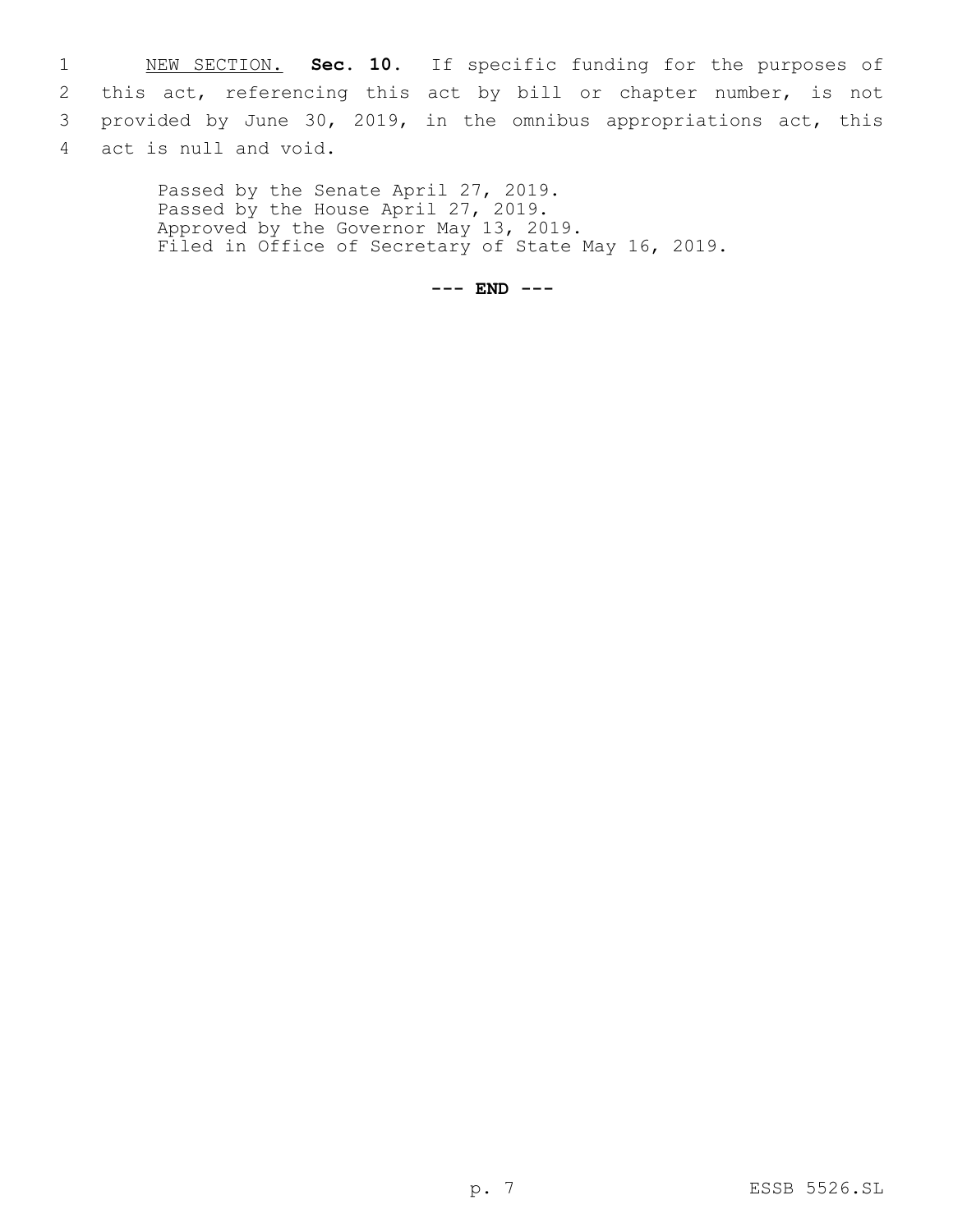NEW SECTION. **Sec. 10.** If specific funding for the purposes of this act, referencing this act by bill or chapter number, is not provided by June 30, 2019, in the omnibus appropriations act, this act is null and void.

Passed by the Senate April 27, 2019.
Passed by the House April 27, 2019.
Approved by the Governor May 13, 2019.
Filed in Office of Secretary of State May 16, 2019.

**--- END ---**